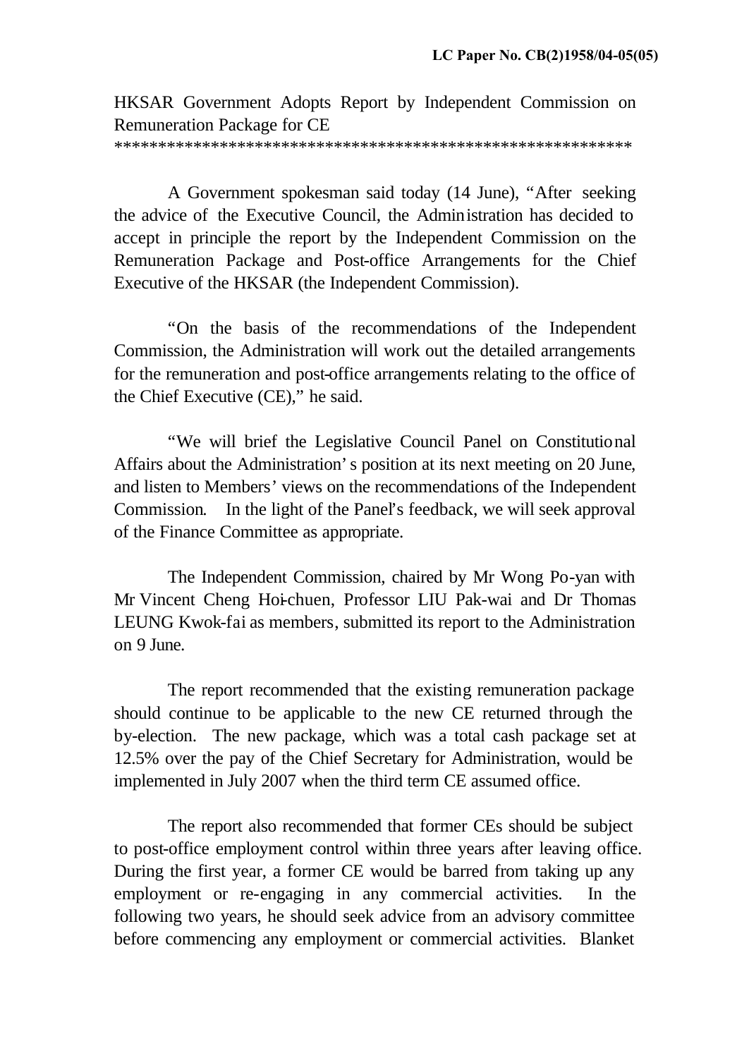**LC Paper No. CB(2)1958/04-05(05)**

HKSAR Government Adopts Report by Independent Commission on Remuneration Package for CE

\*\*\*\*\*\*\*\*\*\*\*\*\*\*\*\*\*\*\*\*\*\*\*\*\*\*\*\*\*\*\*\*\*\*\*\*\*\*\*\*\*\*\*\*\*\*\*\*\*\*\*\*\*\*\*\*\*\*\*\*

A Government spokesman said today (14 June), "After seeking the advice of the Executive Council, the Administration has decided to accept in principle the report by the Independent Commission on the Remuneration Package and Post-office Arrangements for the Chief Executive of the HKSAR (the Independent Commission).

"On the basis of the recommendations of the Independent Commission, the Administration will work out the detailed arrangements for the remuneration and post-office arrangements relating to the office of the Chief Executive (CE)," he said.

"We will brief the Legislative Council Panel on Constitutional Affairs about the Administration's position at its next meeting on 20 June, and listen to Members' views on the recommendations of the Independent Commission. In the light of the Panel's feedback, we will seek approval of the Finance Committee as appropriate.

The Independent Commission, chaired by Mr Wong Po-yan with Mr Vincent Cheng Hoi-chuen, Professor LIU Pak-wai and Dr Thomas LEUNG Kwok-fai as members, submitted its report to the Administration on 9 June.

The report recommended that the existing remuneration package should continue to be applicable to the new CE returned through the by-election. The new package, which was a total cash package set at 12.5% over the pay of the Chief Secretary for Administration, would be implemented in July 2007 when the third term CE assumed office.

The report also recommended that former CEs should be subject to post-office employment control within three years after leaving office. During the first year, a former CE would be barred from taking up any employment or re-engaging in any commercial activities. In the following two years, he should seek advice from an advisory committee before commencing any employment or commercial activities. Blanket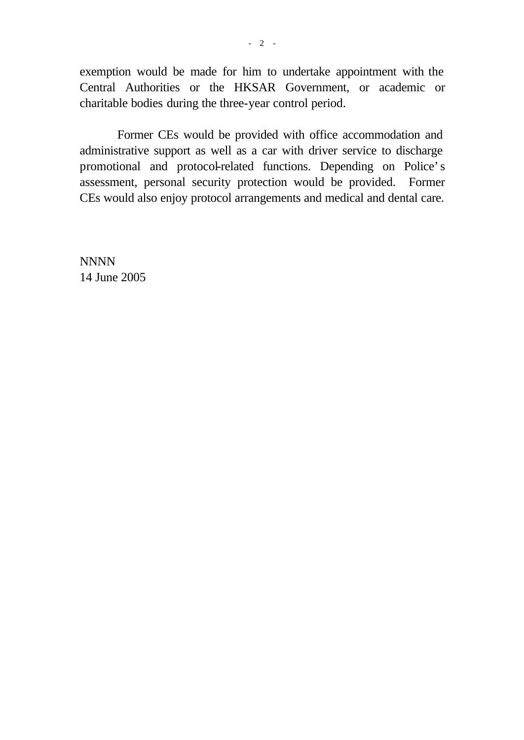exemption would be made for him to undertake appointment with the Central Authorities or the HKSAR Government, or academic or charitable bodies during the three-year control period.

Former CEs would be provided with office accommodation and administrative support as well as a car with driver service to discharge promotional and protocol-related functions. Depending on Police's assessment, personal security protection would be provided. Former CEs would also enjoy protocol arrangements and medical and dental care.

NNNN
14 June 2005